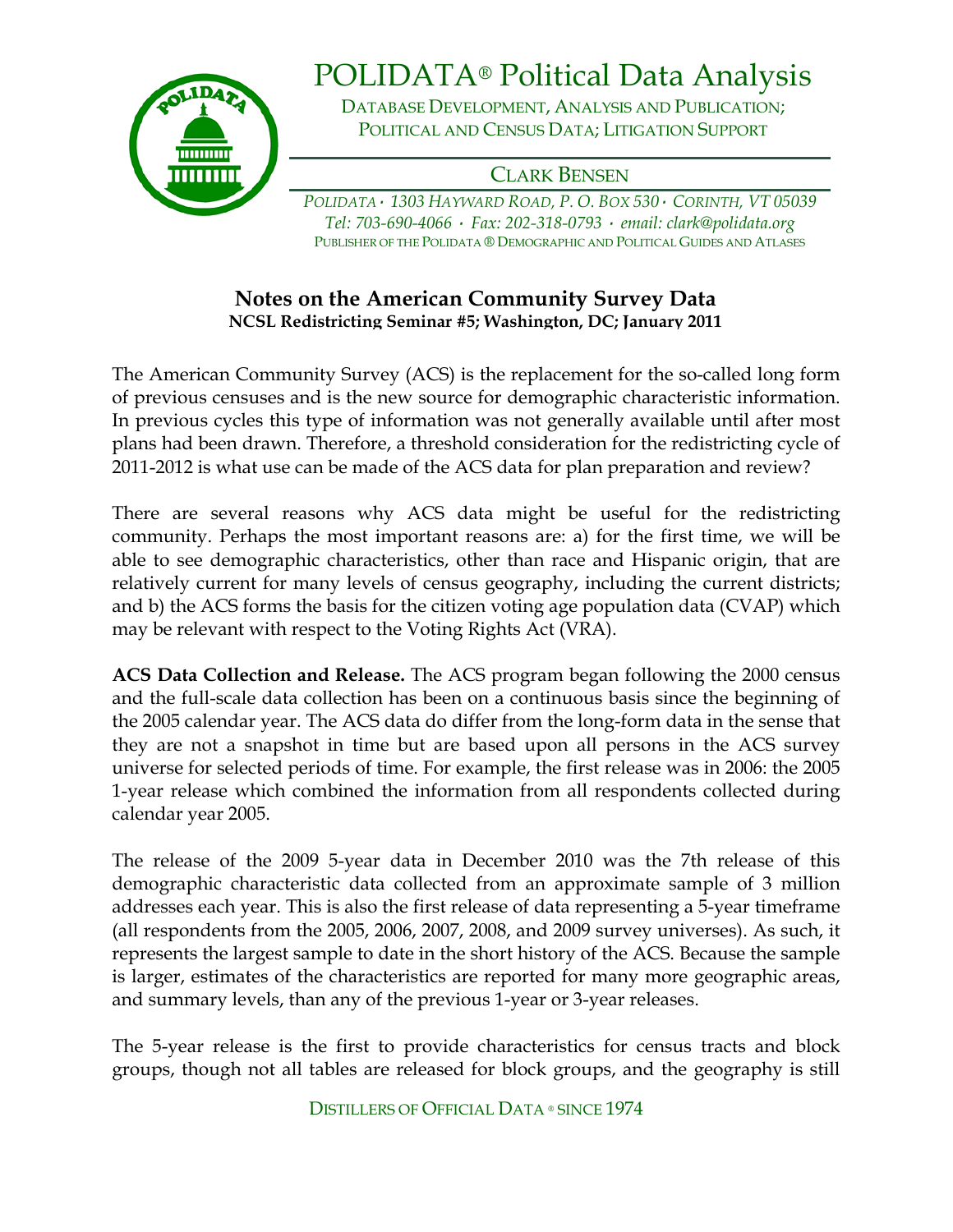# POLIDATA® Political Data Analysis

DATABASE DEVELOPMENT, ANALYSIS AND PUBLICATION;
POLITICAL AND CENSUS DATA; LITIGATION SUPPORT

CLARK BENSEN

*POLIDATA • 1303 HAYWARD ROAD, P. O. BOX 530 • CORINTH, VT 05039*
*Tel: 703-690-4066 • Fax: 202-318-0793 • email: clark@polidata.org*
PUBLISHER OF THE POLIDATA ® DEMOGRAPHIC AND POLITICAL GUIDES AND ATLASES

## Notes on the American Community Survey Data

**NCSL Redistricting Seminar #5; Washington, DC; January 2011**

The American Community Survey (ACS) is the replacement for the so-called long form of previous censuses and is the new source for demographic characteristic information. In previous cycles this type of information was not generally available until after most plans had been drawn. Therefore, a threshold consideration for the redistricting cycle of 2011-2012 is what use can be made of the ACS data for plan preparation and review?

There are several reasons why ACS data might be useful for the redistricting community. Perhaps the most important reasons are: a) for the first time, we will be able to see demographic characteristics, other than race and Hispanic origin, that are relatively current for many levels of census geography, including the current districts; and b) the ACS forms the basis for the citizen voting age population data (CVAP) which may be relevant with respect to the Voting Rights Act (VRA).

**ACS Data Collection and Release.** The ACS program began following the 2000 census and the full-scale data collection has been on a continuous basis since the beginning of the 2005 calendar year. The ACS data do differ from the long-form data in the sense that they are not a snapshot in time but are based upon all persons in the ACS survey universe for selected periods of time. For example, the first release was in 2006: the 2005 1-year release which combined the information from all respondents collected during calendar year 2005.

The release of the 2009 5-year data in December 2010 was the 7th release of this demographic characteristic data collected from an approximate sample of 3 million addresses each year. This is also the first release of data representing a 5-year timeframe (all respondents from the 2005, 2006, 2007, 2008, and 2009 survey universes). As such, it represents the largest sample to date in the short history of the ACS. Because the sample is larger, estimates of the characteristics are reported for many more geographic areas, and summary levels, than any of the previous 1-year or 3-year releases.

The 5-year release is the first to provide characteristics for census tracts and block groups, though not all tables are released for block groups, and the geography is still

DISTILLERS OF OFFICIAL DATA ® SINCE 1974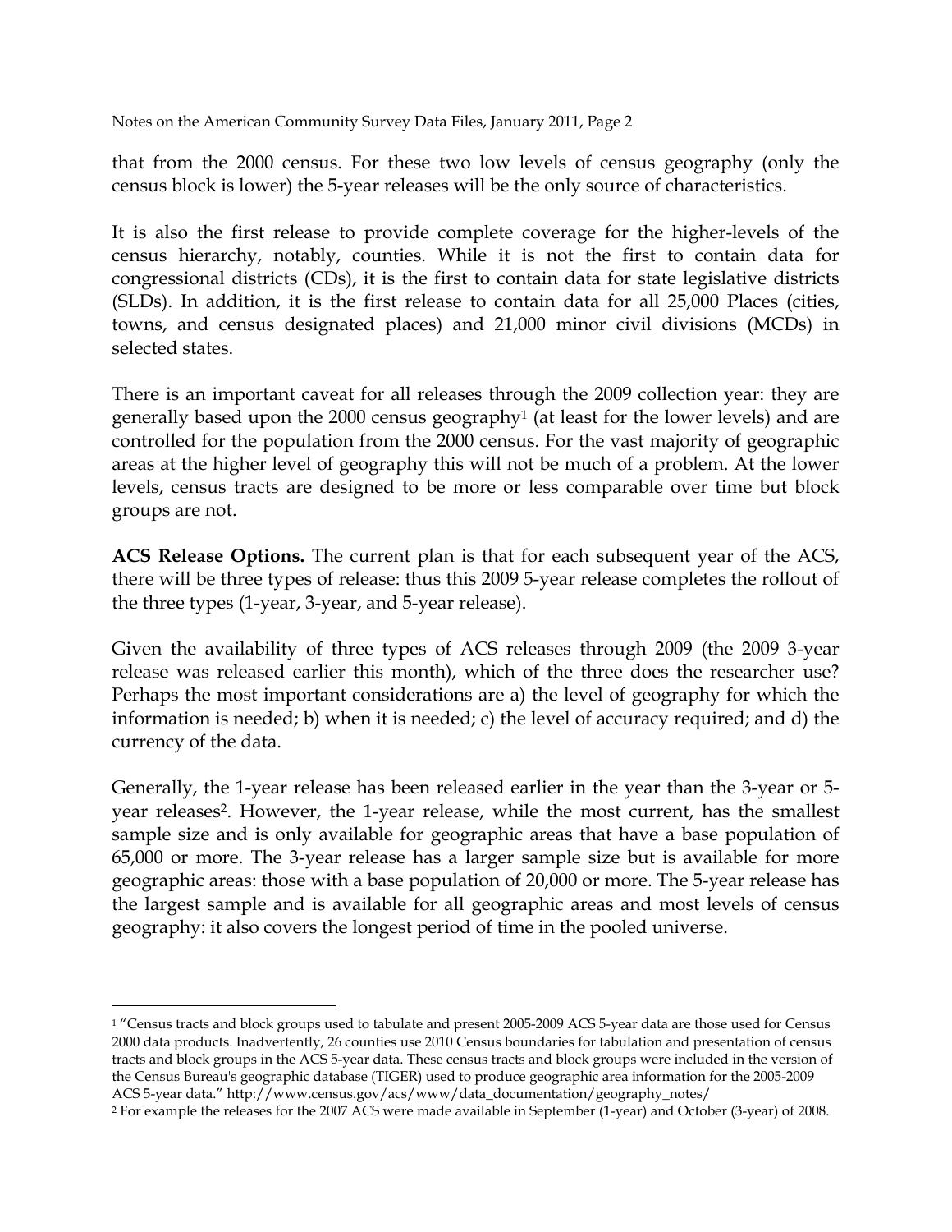that from the 2000 census. For these two low levels of census geography (only the census block is lower) the 5-year releases will be the only source of characteristics.

It is also the first release to provide complete coverage for the higher-levels of the census hierarchy, notably, counties. While it is not the first to contain data for congressional districts (CDs), it is the first to contain data for state legislative districts (SLDs). In addition, it is the first release to contain data for all 25,000 Places (cities, towns, and census designated places) and 21,000 minor civil divisions (MCDs) in selected states.

There is an important caveat for all releases through the 2009 collection year: they are generally based upon the 2000 census geography[1] (at least for the lower levels) and are controlled for the population from the 2000 census. For the vast majority of geographic areas at the higher level of geography this will not be much of a problem. At the lower levels, census tracts are designed to be more or less comparable over time but block groups are not.

**ACS Release Options.** The current plan is that for each subsequent year of the ACS, there will be three types of release: thus this 2009 5-year release completes the rollout of the three types (1-year, 3-year, and 5-year release).

Given the availability of three types of ACS releases through 2009 (the 2009 3-year release was released earlier this month), which of the three does the researcher use? Perhaps the most important considerations are a) the level of geography for which the information is needed; b) when it is needed; c) the level of accuracy required; and d) the currency of the data.

Generally, the 1-year release has been released earlier in the year than the 3-year or 5-year releases[2]. However, the 1-year release, while the most current, has the smallest sample size and is only available for geographic areas that have a base population of 65,000 or more. The 3-year release has a larger sample size but is available for more geographic areas: those with a base population of 20,000 or more. The 5-year release has the largest sample and is available for all geographic areas and most levels of census geography: it also covers the longest period of time in the pooled universe.

---

[1] "Census tracts and block groups used to tabulate and present 2005-2009 ACS 5-year data are those used for Census 2000 data products. Inadvertently, 26 counties use 2010 Census boundaries for tabulation and presentation of census tracts and block groups in the ACS 5-year data. These census tracts and block groups were included in the version of the Census Bureau's geographic database (TIGER) used to produce geographic area information for the 2005-2009 ACS 5-year data." http://www.census.gov/acs/www/data_documentation/geography_notes/

[2] For example the releases for the 2007 ACS were made available in September (1-year) and October (3-year) of 2008.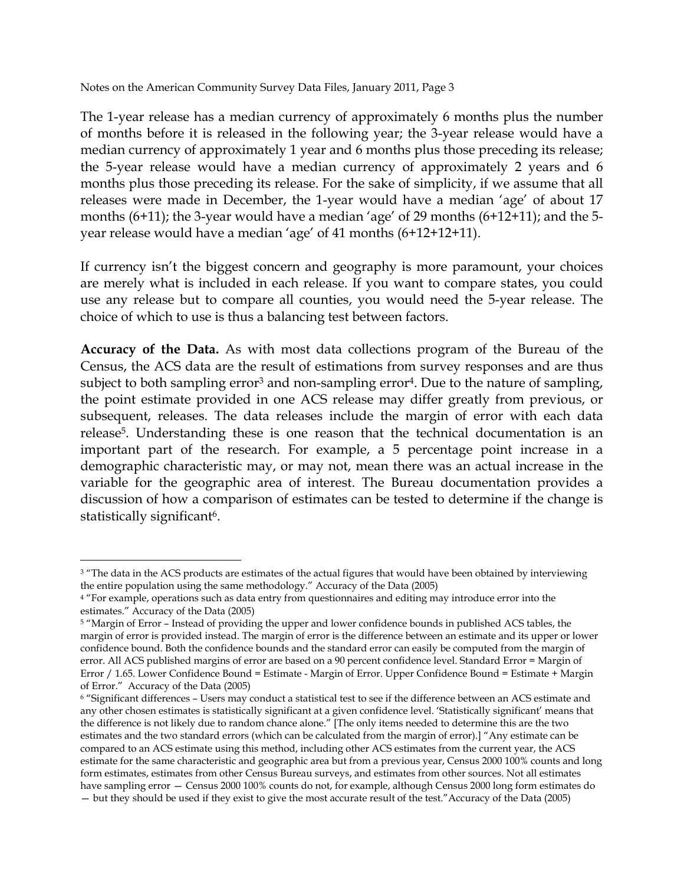The 1-year release has a median currency of approximately 6 months plus the number of months before it is released in the following year; the 3-year release would have a median currency of approximately 1 year and 6 months plus those preceding its release; the 5-year release would have a median currency of approximately 2 years and 6 months plus those preceding its release. For the sake of simplicity, if we assume that all releases were made in December, the 1-year would have a median 'age' of about 17 months (6+11); the 3-year would have a median 'age' of 29 months (6+12+11); and the 5-year release would have a median 'age' of 41 months (6+12+12+11).

If currency isn't the biggest concern and geography is more paramount, your choices are merely what is included in each release. If you want to compare states, you could use any release but to compare all counties, you would need the 5-year release. The choice of which to use is thus a balancing test between factors.

**Accuracy of the Data.** As with most data collections program of the Bureau of the Census, the ACS data are the result of estimations from survey responses and are thus subject to both sampling error[3] and non-sampling error[4]. Due to the nature of sampling, the point estimate provided in one ACS release may differ greatly from previous, or subsequent, releases. The data releases include the margin of error with each data release[5]. Understanding these is one reason that the technical documentation is an important part of the research. For example, a 5 percentage point increase in a demographic characteristic may, or may not, mean there was an actual increase in the variable for the geographic area of interest. The Bureau documentation provides a discussion of how a comparison of estimates can be tested to determine if the change is statistically significant[6].

---

[3] "The data in the ACS products are estimates of the actual figures that would have been obtained by interviewing the entire population using the same methodology." Accuracy of the Data (2005)

[4] "For example, operations such as data entry from questionnaires and editing may introduce error into the estimates." Accuracy of the Data (2005)

[5] "Margin of Error – Instead of providing the upper and lower confidence bounds in published ACS tables, the margin of error is provided instead. The margin of error is the difference between an estimate and its upper or lower confidence bound. Both the confidence bounds and the standard error can easily be computed from the margin of error. All ACS published margins of error are based on a 90 percent confidence level. Standard Error = Margin of Error / 1.65. Lower Confidence Bound = Estimate - Margin of Error. Upper Confidence Bound = Estimate + Margin of Error." Accuracy of the Data (2005)

[6] "Significant differences – Users may conduct a statistical test to see if the difference between an ACS estimate and any other chosen estimates is statistically significant at a given confidence level. 'Statistically significant' means that the difference is not likely due to random chance alone." [The only items needed to determine this are the two estimates and the two standard errors (which can be calculated from the margin of error).] "Any estimate can be compared to an ACS estimate using this method, including other ACS estimates from the current year, the ACS estimate for the same characteristic and geographic area but from a previous year, Census 2000 100% counts and long form estimates, estimates from other Census Bureau surveys, and estimates from other sources. Not all estimates have sampling error — Census 2000 100% counts do not, for example, although Census 2000 long form estimates do — but they should be used if they exist to give the most accurate result of the test." Accuracy of the Data (2005)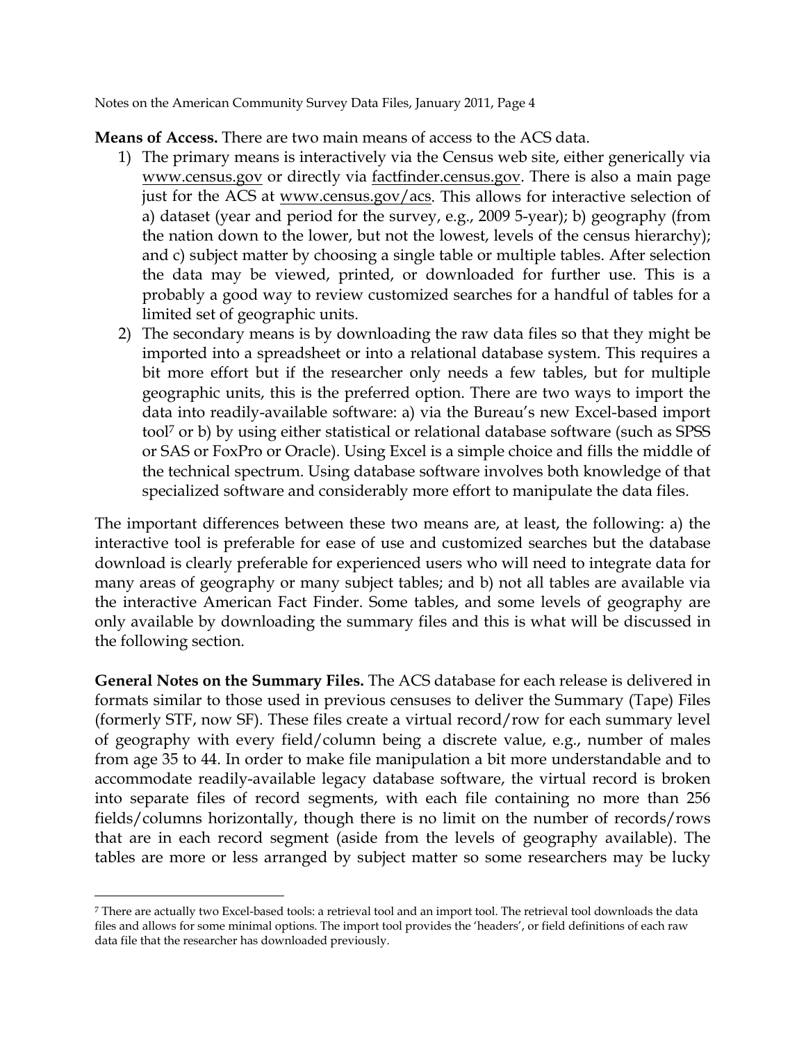**Means of Access.** There are two main means of access to the ACS data.

1) The primary means is interactively via the Census web site, either generically via www.census.gov or directly via factfinder.census.gov. There is also a main page just for the ACS at www.census.gov/acs. This allows for interactive selection of a) dataset (year and period for the survey, e.g., 2009 5-year); b) geography (from the nation down to the lower, but not the lowest, levels of the census hierarchy); and c) subject matter by choosing a single table or multiple tables. After selection the data may be viewed, printed, or downloaded for further use. This is a probably a good way to review customized searches for a handful of tables for a limited set of geographic units.
2) The secondary means is by downloading the raw data files so that they might be imported into a spreadsheet or into a relational database system. This requires a bit more effort but if the researcher only needs a few tables, but for multiple geographic units, this is the preferred option. There are two ways to import the data into readily-available software: a) via the Bureau's new Excel-based import tool[7] or b) by using either statistical or relational database software (such as SPSS or SAS or FoxPro or Oracle). Using Excel is a simple choice and fills the middle of the technical spectrum. Using database software involves both knowledge of that specialized software and considerably more effort to manipulate the data files.

The important differences between these two means are, at least, the following: a) the interactive tool is preferable for ease of use and customized searches but the database download is clearly preferable for experienced users who will need to integrate data for many areas of geography or many subject tables; and b) not all tables are available via the interactive American Fact Finder. Some tables, and some levels of geography are only available by downloading the summary files and this is what will be discussed in the following section.

**General Notes on the Summary Files.** The ACS database for each release is delivered in formats similar to those used in previous censuses to deliver the Summary (Tape) Files (formerly STF, now SF). These files create a virtual record/row for each summary level of geography with every field/column being a discrete value, e.g., number of males from age 35 to 44. In order to make file manipulation a bit more understandable and to accommodate readily-available legacy database software, the virtual record is broken into separate files of record segments, with each file containing no more than 256 fields/columns horizontally, though there is no limit on the number of records/rows that are in each record segment (aside from the levels of geography available). The tables are more or less arranged by subject matter so some researchers may be lucky

---

[7] There are actually two Excel-based tools: a retrieval tool and an import tool. The retrieval tool downloads the data files and allows for some minimal options. The import tool provides the 'headers', or field definitions of each raw data file that the researcher has downloaded previously.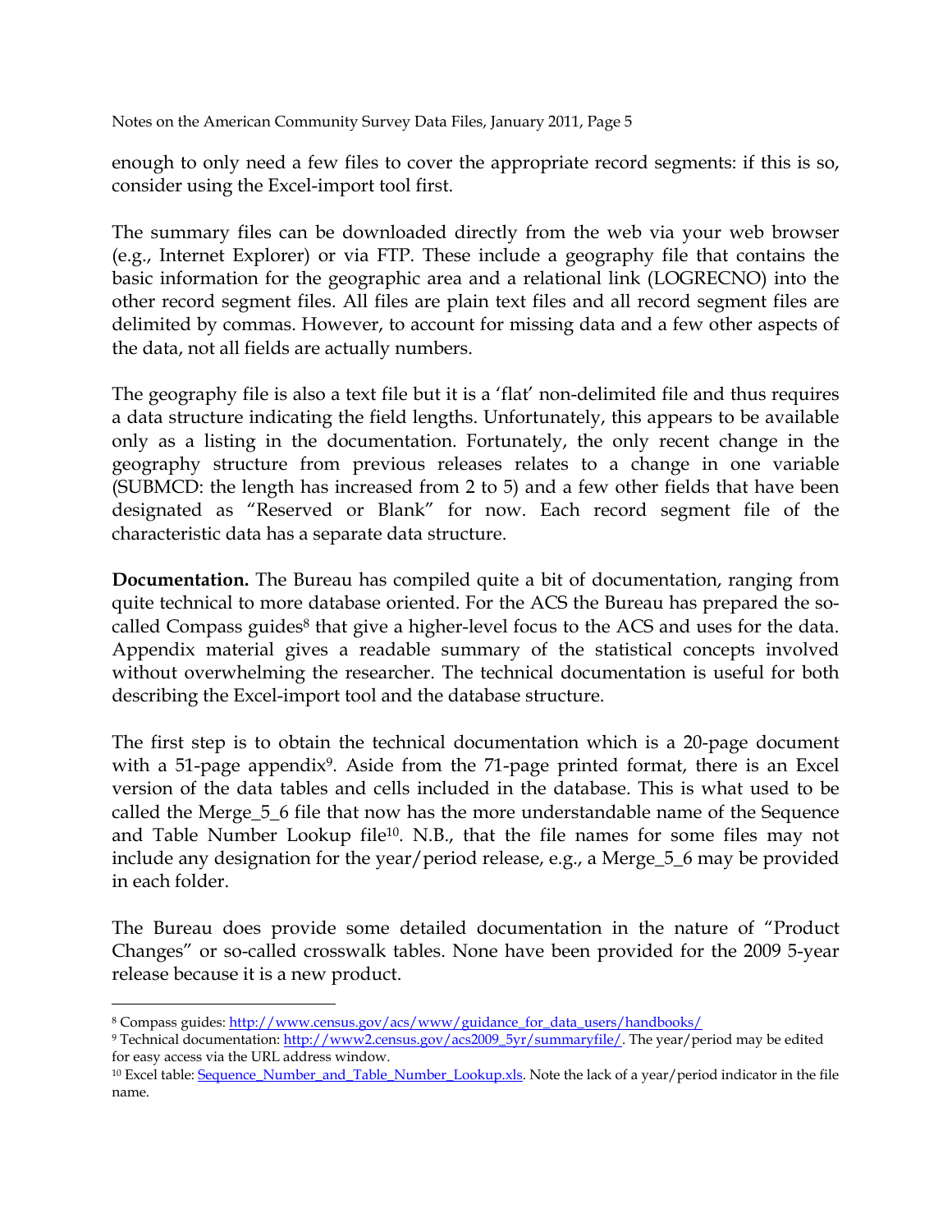enough to only need a few files to cover the appropriate record segments: if this is so, consider using the Excel-import tool first.

The summary files can be downloaded directly from the web via your web browser (e.g., Internet Explorer) or via FTP. These include a geography file that contains the basic information for the geographic area and a relational link (LOGRECNO) into the other record segment files. All files are plain text files and all record segment files are delimited by commas. However, to account for missing data and a few other aspects of the data, not all fields are actually numbers.

The geography file is also a text file but it is a 'flat' non-delimited file and thus requires a data structure indicating the field lengths. Unfortunately, this appears to be available only as a listing in the documentation. Fortunately, the only recent change in the geography structure from previous releases relates to a change in one variable (SUBMCD: the length has increased from 2 to 5) and a few other fields that have been designated as "Reserved or Blank" for now. Each record segment file of the characteristic data has a separate data structure.

**Documentation.** The Bureau has compiled quite a bit of documentation, ranging from quite technical to more database oriented. For the ACS the Bureau has prepared the so-called Compass guides[8] that give a higher-level focus to the ACS and uses for the data. Appendix material gives a readable summary of the statistical concepts involved without overwhelming the researcher. The technical documentation is useful for both describing the Excel-import tool and the database structure.

The first step is to obtain the technical documentation which is a 20-page document with a 51-page appendix[9]. Aside from the 71-page printed format, there is an Excel version of the data tables and cells included in the database. This is what used to be called the Merge_5_6 file that now has the more understandable name of the Sequence and Table Number Lookup file[10]. N.B., that the file names for some files may not include any designation for the year/period release, e.g., a Merge_5_6 may be provided in each folder.

The Bureau does provide some detailed documentation in the nature of "Product Changes" or so-called crosswalk tables. None have been provided for the 2009 5-year release because it is a new product.

---

[8] Compass guides: http://www.census.gov/acs/www/guidance_for_data_users/handbooks/

[9] Technical documentation: http://www2.census.gov/acs2009_5yr/summaryfile/. The year/period may be edited for easy access via the URL address window.

[10] Excel table: Sequence_Number_and_Table_Number_Lookup.xls. Note the lack of a year/period indicator in the file name.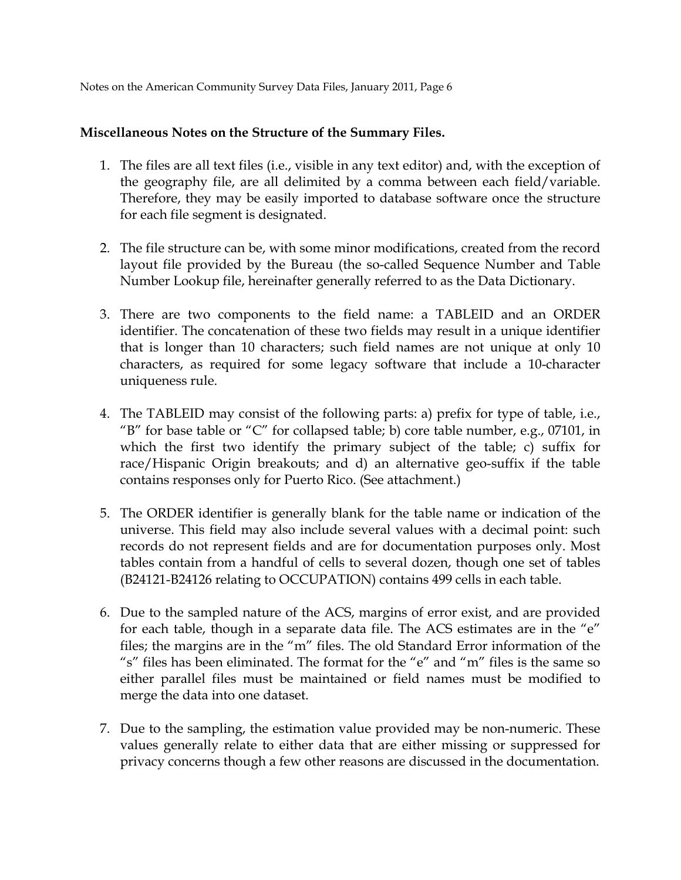**Miscellaneous Notes on the Structure of the Summary Files.**

1. The files are all text files (i.e., visible in any text editor) and, with the exception of the geography file, are all delimited by a comma between each field/variable. Therefore, they may be easily imported to database software once the structure for each file segment is designated.

2. The file structure can be, with some minor modifications, created from the record layout file provided by the Bureau (the so-called Sequence Number and Table Number Lookup file, hereinafter generally referred to as the Data Dictionary.

3. There are two components to the field name: a TABLEID and an ORDER identifier. The concatenation of these two fields may result in a unique identifier that is longer than 10 characters; such field names are not unique at only 10 characters, as required for some legacy software that include a 10-character uniqueness rule.

4. The TABLEID may consist of the following parts: a) prefix for type of table, i.e., "B" for base table or "C" for collapsed table; b) core table number, e.g., 07101, in which the first two identify the primary subject of the table; c) suffix for race/Hispanic Origin breakouts; and d) an alternative geo-suffix if the table contains responses only for Puerto Rico. (See attachment.)

5. The ORDER identifier is generally blank for the table name or indication of the universe. This field may also include several values with a decimal point: such records do not represent fields and are for documentation purposes only. Most tables contain from a handful of cells to several dozen, though one set of tables (B24121-B24126 relating to OCCUPATION) contains 499 cells in each table.

6. Due to the sampled nature of the ACS, margins of error exist, and are provided for each table, though in a separate data file. The ACS estimates are in the "e" files; the margins are in the "m" files. The old Standard Error information of the "s" files has been eliminated. The format for the "e" and "m" files is the same so either parallel files must be maintained or field names must be modified to merge the data into one dataset.

7. Due to the sampling, the estimation value provided may be non-numeric. These values generally relate to either data that are either missing or suppressed for privacy concerns though a few other reasons are discussed in the documentation.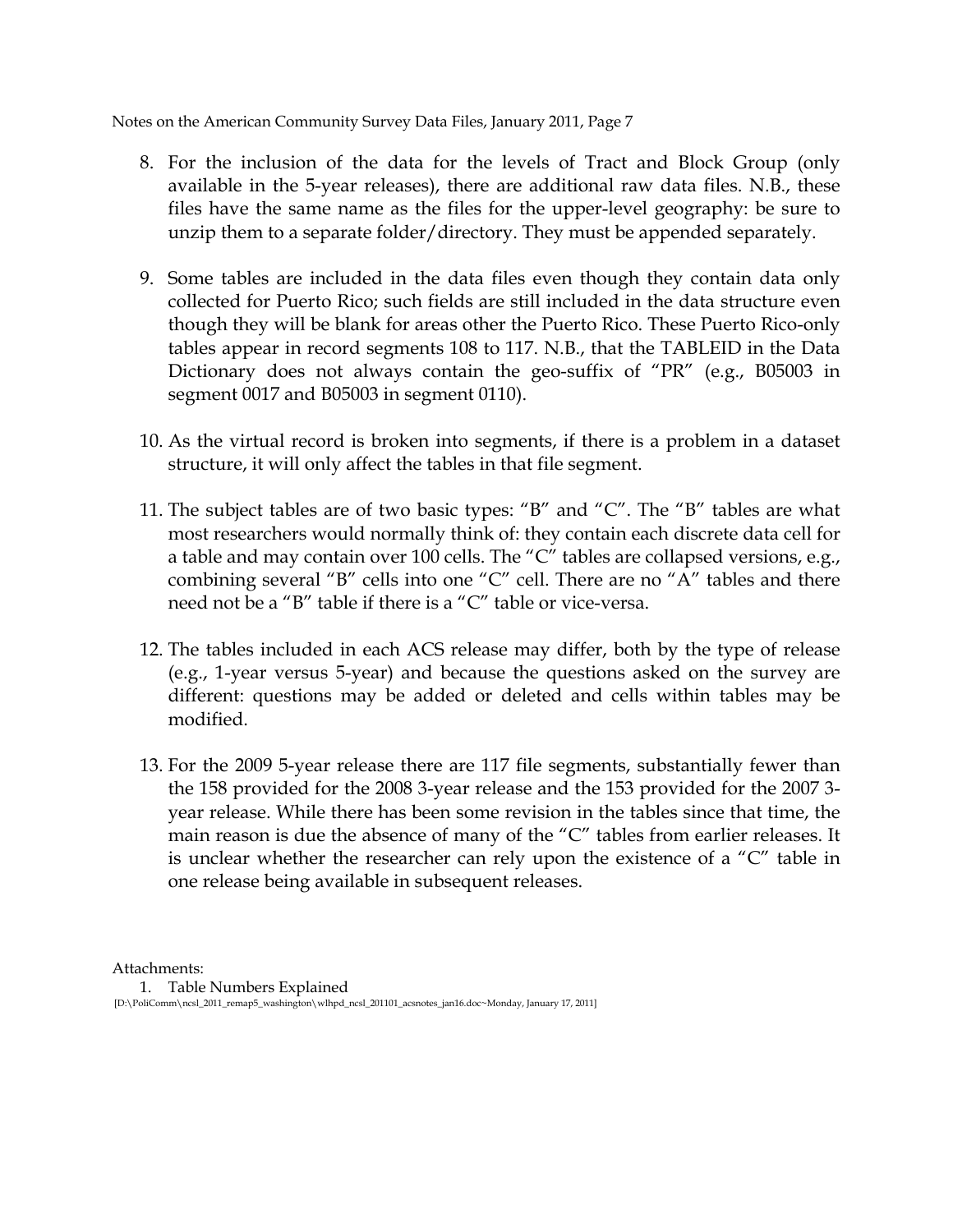8. For the inclusion of the data for the levels of Tract and Block Group (only available in the 5-year releases), there are additional raw data files. N.B., these files have the same name as the files for the upper-level geography: be sure to unzip them to a separate folder/directory. They must be appended separately.

9. Some tables are included in the data files even though they contain data only collected for Puerto Rico; such fields are still included in the data structure even though they will be blank for areas other the Puerto Rico. These Puerto Rico-only tables appear in record segments 108 to 117. N.B., that the TABLEID in the Data Dictionary does not always contain the geo-suffix of "PR" (e.g., B05003 in segment 0017 and B05003 in segment 0110).

10. As the virtual record is broken into segments, if there is a problem in a dataset structure, it will only affect the tables in that file segment.

11. The subject tables are of two basic types: "B" and "C". The "B" tables are what most researchers would normally think of: they contain each discrete data cell for a table and may contain over 100 cells. The "C" tables are collapsed versions, e.g., combining several "B" cells into one "C" cell. There are no "A" tables and there need not be a "B" table if there is a "C" table or vice-versa.

12. The tables included in each ACS release may differ, both by the type of release (e.g., 1-year versus 5-year) and because the questions asked on the survey are different: questions may be added or deleted and cells within tables may be modified.

13. For the 2009 5-year release there are 117 file segments, substantially fewer than the 158 provided for the 2008 3-year release and the 153 provided for the 2007 3-year release. While there has been some revision in the tables since that time, the main reason is due the absence of many of the "C" tables from earlier releases. It is unclear whether the researcher can rely upon the existence of a "C" table in one release being available in subsequent releases.

Attachments:

1. Table Numbers Explained

[D:\PoliComm\ncsl_2011_remap5_washington\wlhpd_ncsl_201101_acsnotes_jan16.doc~Monday, January 17, 2011]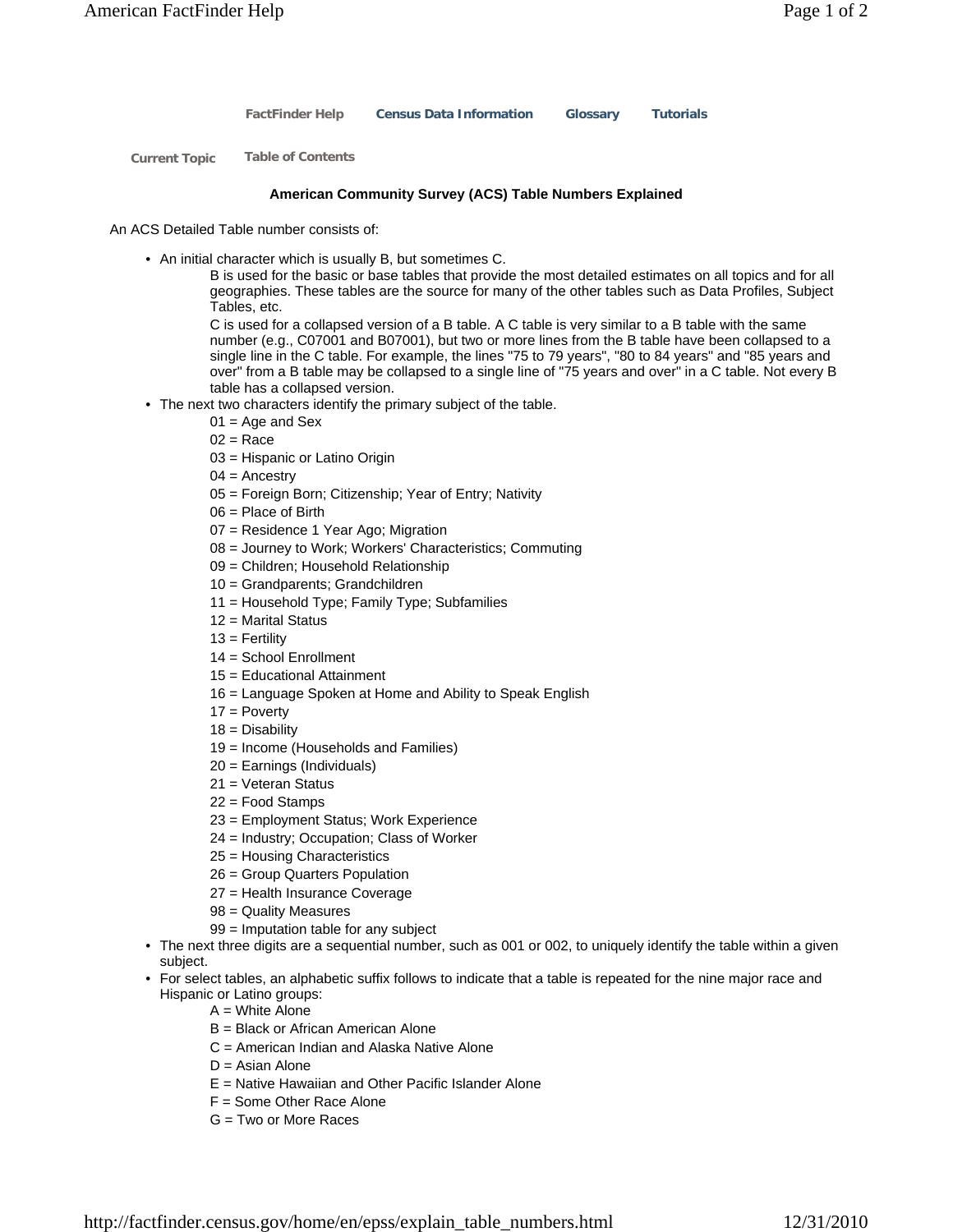FactFinder Help | Census Data Information | Glossary | Tutorials

Current Topic | Table of Contents

### American Community Survey (ACS) Table Numbers Explained

An ACS Detailed Table number consists of:

- An initial character which is usually B, but sometimes C.

  B is used for the basic or base tables that provide the most detailed estimates on all topics and for all geographies. These tables are the source for many of the other tables such as Data Profiles, Subject Tables, etc.

  C is used for a collapsed version of a B table. A C table is very similar to a B table with the same number (e.g., C07001 and B07001), but two or more lines from the B table have been collapsed to a single line in the C table. For example, the lines "75 to 79 years", "80 to 84 years" and "85 years and over" from a B table may be collapsed to a single line of "75 years and over" in a C table. Not every B table has a collapsed version.
- The next two characters identify the primary subject of the table.

  01 = Age and Sex
  02 = Race
  03 = Hispanic or Latino Origin
  04 = Ancestry
  05 = Foreign Born; Citizenship; Year of Entry; Nativity
  06 = Place of Birth
  07 = Residence 1 Year Ago; Migration
  08 = Journey to Work; Workers' Characteristics; Commuting
  09 = Children; Household Relationship
  10 = Grandparents; Grandchildren
  11 = Household Type; Family Type; Subfamilies
  12 = Marital Status
  13 = Fertility
  14 = School Enrollment
  15 = Educational Attainment
  16 = Language Spoken at Home and Ability to Speak English
  17 = Poverty
  18 = Disability
  19 = Income (Households and Families)
  20 = Earnings (Individuals)
  21 = Veteran Status
  22 = Food Stamps
  23 = Employment Status; Work Experience
  24 = Industry; Occupation; Class of Worker
  25 = Housing Characteristics
  26 = Group Quarters Population
  27 = Health Insurance Coverage
  98 = Quality Measures
  99 = Imputation table for any subject
- The next three digits are a sequential number, such as 001 or 002, to uniquely identify the table within a given subject.
- For select tables, an alphabetic suffix follows to indicate that a table is repeated for the nine major race and Hispanic or Latino groups:

  A = White Alone
  B = Black or African American Alone
  C = American Indian and Alaska Native Alone
  D = Asian Alone
  E = Native Hawaiian and Other Pacific Islander Alone
  F = Some Other Race Alone
  G = Two or More Races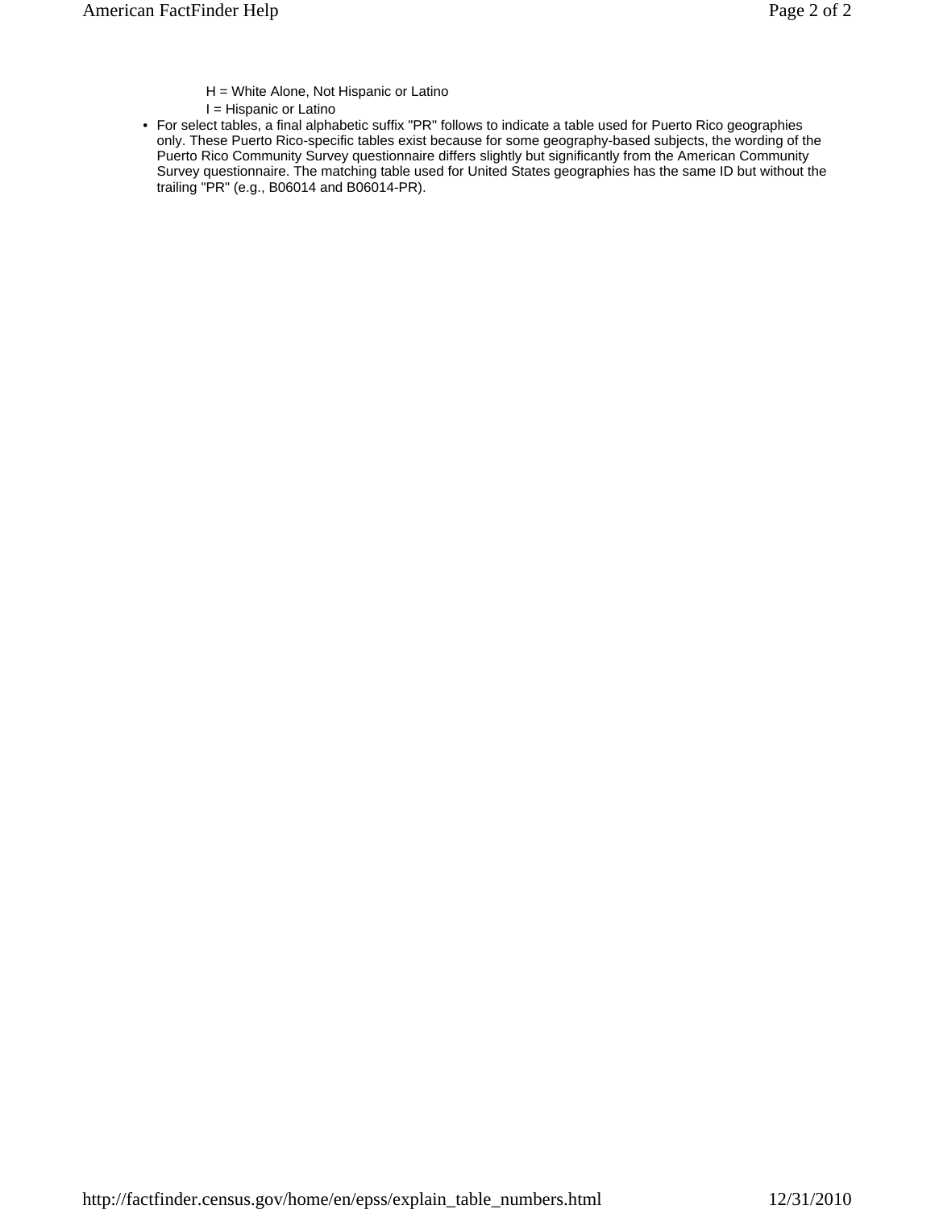H = White Alone, Not Hispanic or Latino

I = Hispanic or Latino

- For select tables, a final alphabetic suffix "PR" follows to indicate a table used for Puerto Rico geographies only. These Puerto Rico-specific tables exist because for some geography-based subjects, the wording of the Puerto Rico Community Survey questionnaire differs slightly but significantly from the American Community Survey questionnaire. The matching table used for United States geographies has the same ID but without the trailing "PR" (e.g., B06014 and B06014-PR).